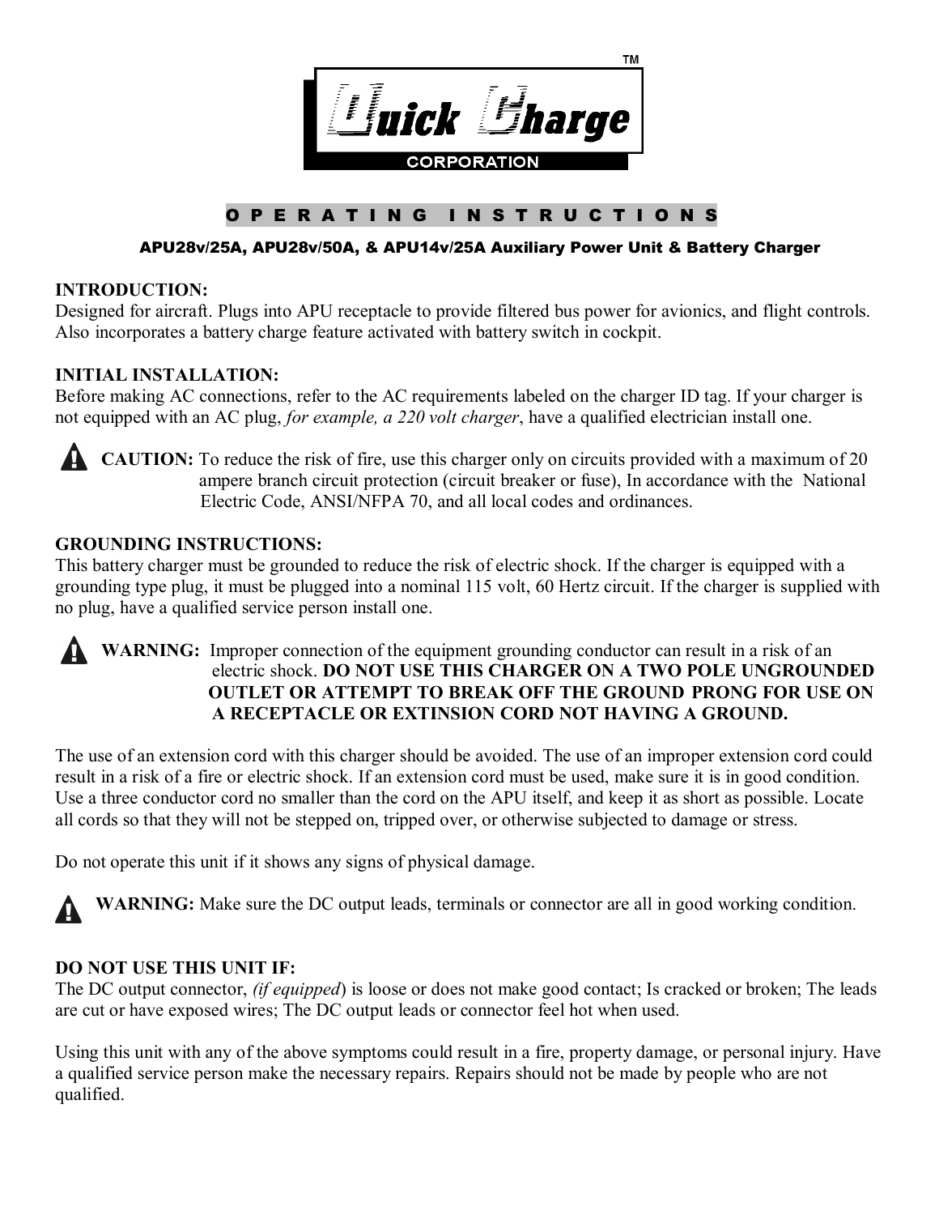# Quick Charge™ CORPORATION

## OPERATING INSTRUCTIONS

**APU28v/25A, APU28v/50A, & APU14v/25A Auxiliary Power Unit & Battery Charger**

**INTRODUCTION:**
Designed for aircraft. Plugs into APU receptacle to provide filtered bus power for avionics, and flight controls. Also incorporates a battery charge feature activated with battery switch in cockpit.

**INITIAL INSTALLATION:**
Before making AC connections, refer to the AC requirements labeled on the charger ID tag. If your charger is not equipped with an AC plug, *for example, a 220 volt charger*, have a qualified electrician install one.

**CAUTION:** To reduce the risk of fire, use this charger only on circuits provided with a maximum of 20 ampere branch circuit protection (circuit breaker or fuse), In accordance with the National Electric Code, ANSI/NFPA 70, and all local codes and ordinances.

**GROUNDING INSTRUCTIONS:**
This battery charger must be grounded to reduce the risk of electric shock. If the charger is equipped with a grounding type plug, it must be plugged into a nominal 115 volt, 60 Hertz circuit. If the charger is supplied with no plug, have a qualified service person install one.

**WARNING:** Improper connection of the equipment grounding conductor can result in a risk of an electric shock. **DO NOT USE THIS CHARGER ON A TWO POLE UNGROUNDED OUTLET OR ATTEMPT TO BREAK OFF THE GROUND PRONG FOR USE ON A RECEPTACLE OR EXTINSION CORD NOT HAVING A GROUND.**

The use of an extension cord with this charger should be avoided. The use of an improper extension cord could result in a risk of a fire or electric shock. If an extension cord must be used, make sure it is in good condition. Use a three conductor cord no smaller than the cord on the APU itself, and keep it as short as possible. Locate all cords so that they will not be stepped on, tripped over, or otherwise subjected to damage or stress.

Do not operate this unit if it shows any signs of physical damage.

**WARNING:** Make sure the DC output leads, terminals or connector are all in good working condition.

**DO NOT USE THIS UNIT IF:**
The DC output connector, *(if equipped*) is loose or does not make good contact; Is cracked or broken; The leads are cut or have exposed wires; The DC output leads or connector feel hot when used.

Using this unit with any of the above symptoms could result in a fire, property damage, or personal injury. Have a qualified service person make the necessary repairs. Repairs should not be made by people who are not qualified.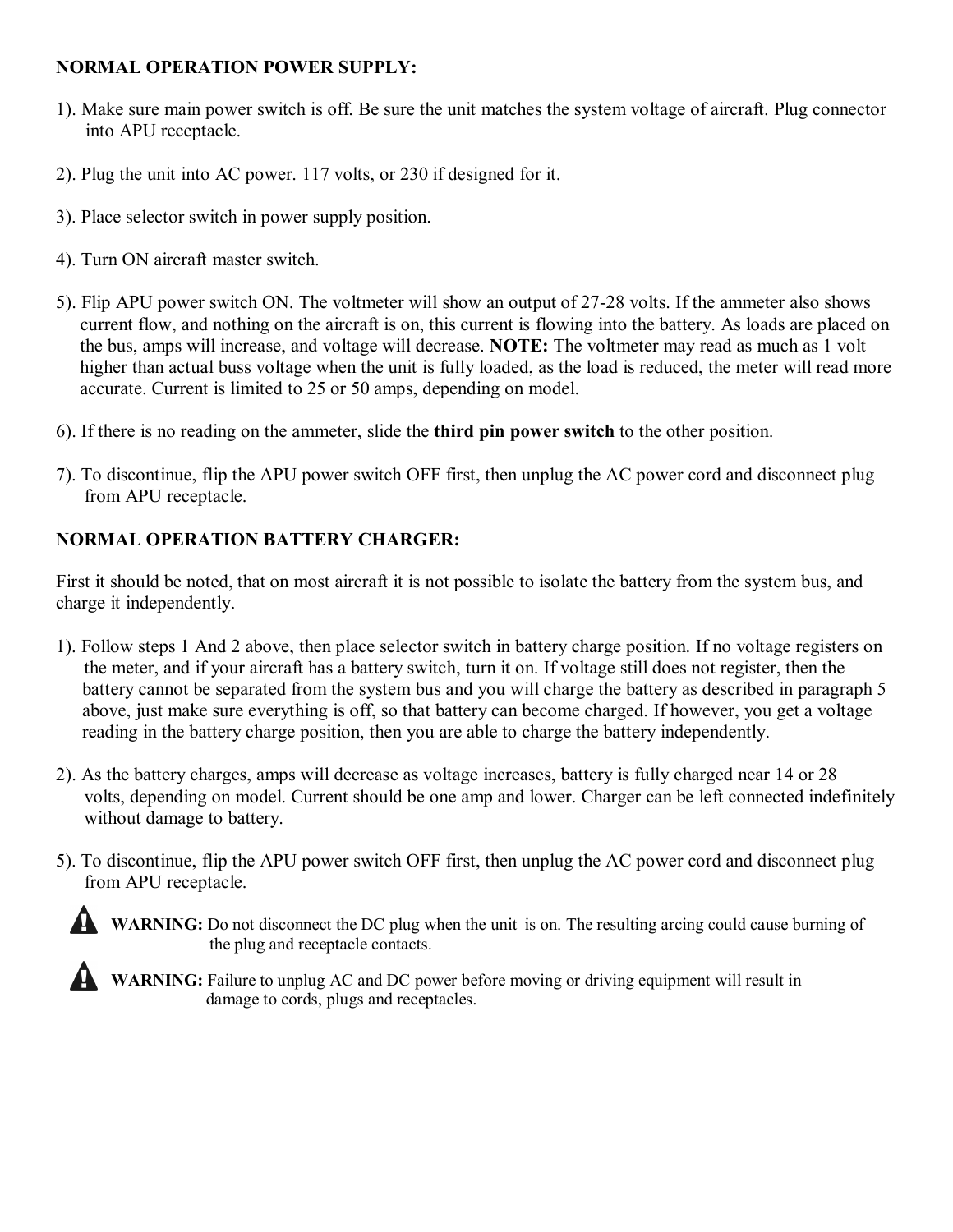**NORMAL OPERATION POWER SUPPLY:**

1). Make sure main power switch is off. Be sure the unit matches the system voltage of aircraft. Plug connector into APU receptacle.

2). Plug the unit into AC power. 117 volts, or 230 if designed for it.

3). Place selector switch in power supply position.

4). Turn ON aircraft master switch.

5). Flip APU power switch ON. The voltmeter will show an output of 27-28 volts. If the ammeter also shows current flow, and nothing on the aircraft is on, this current is flowing into the battery. As loads are placed on the bus, amps will increase, and voltage will decrease. **NOTE:** The voltmeter may read as much as 1 volt higher than actual buss voltage when the unit is fully loaded, as the load is reduced, the meter will read more accurate. Current is limited to 25 or 50 amps, depending on model.

6). If there is no reading on the ammeter, slide the **third pin power switch** to the other position.

7). To discontinue, flip the APU power switch OFF first, then unplug the AC power cord and disconnect plug from APU receptacle.

**NORMAL OPERATION BATTERY CHARGER:**

First it should be noted, that on most aircraft it is not possible to isolate the battery from the system bus, and charge it independently.

1). Follow steps 1 And 2 above, then place selector switch in battery charge position. If no voltage registers on the meter, and if your aircraft has a battery switch, turn it on. If voltage still does not register, then the battery cannot be separated from the system bus and you will charge the battery as described in paragraph 5 above, just make sure everything is off, so that battery can become charged. If however, you get a voltage reading in the battery charge position, then you are able to charge the battery independently.

2). As the battery charges, amps will decrease as voltage increases, battery is fully charged near 14 or 28 volts, depending on model. Current should be one amp and lower. Charger can be left connected indefinitely without damage to battery.

5). To discontinue, flip the APU power switch OFF first, then unplug the AC power cord and disconnect plug from APU receptacle.

**WARNING:** Do not disconnect the DC plug when the unit is on. The resulting arcing could cause burning of the plug and receptacle contacts.

**WARNING:** Failure to unplug AC and DC power before moving or driving equipment will result in damage to cords, plugs and receptacles.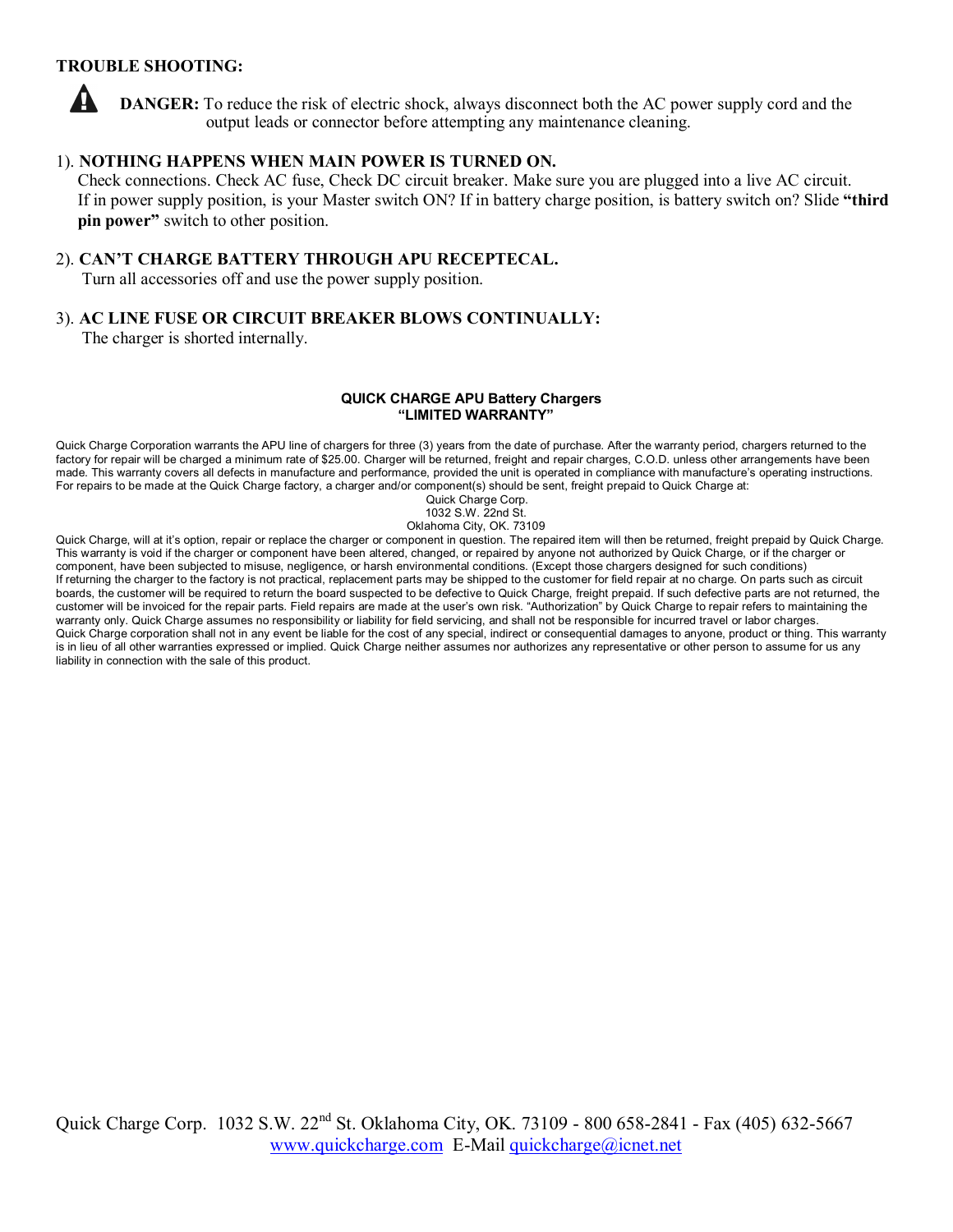## TROUBLE SHOOTING:

**DANGER:** To reduce the risk of electric shock, always disconnect both the AC power supply cord and the output leads or connector before attempting any maintenance cleaning.

1). **NOTHING HAPPENS WHEN MAIN POWER IS TURNED ON.**
Check connections. Check AC fuse, Check DC circuit breaker. Make sure you are plugged into a live AC circuit. If in power supply position, is your Master switch ON? If in battery charge position, is battery switch on? Slide **"third pin power"** switch to other position.

2). **CAN'T CHARGE BATTERY THROUGH APU RECEPTECAL.**
Turn all accessories off and use the power supply position.

3). **AC LINE FUSE OR CIRCUIT BREAKER BLOWS CONTINUALLY:**
The charger is shorted internally.

### QUICK CHARGE APU Battery Chargers
### "LIMITED WARRANTY"

Quick Charge Corporation warrants the APU line of chargers for three (3) years from the date of purchase. After the warranty period, chargers returned to the factory for repair will be charged a minimum rate of $25.00. Charger will be returned, freight and repair charges, C.O.D. unless other arrangements have been made. This warranty covers all defects in manufacture and performance, provided the unit is operated in compliance with manufacture's operating instructions. For repairs to be made at the Quick Charge factory, a charger and/or component(s) should be sent, freight prepaid to Quick Charge at:

Quick Charge Corp.
1032 S.W. 22nd St.
Oklahoma City, OK. 73109

Quick Charge, will at it's option, repair or replace the charger or component in question. The repaired item will then be returned, freight prepaid by Quick Charge. This warranty is void if the charger or component have been altered, changed, or repaired by anyone not authorized by Quick Charge, or if the charger or component, have been subjected to misuse, negligence, or harsh environmental conditions. (Except those chargers designed for such conditions)
If returning the charger to the factory is not practical, replacement parts may be shipped to the customer for field repair at no charge. On parts such as circuit boards, the customer will be required to return the board suspected to be defective to Quick Charge, freight prepaid. If such defective parts are not returned, the customer will be invoiced for the repair parts. Field repairs are made at the user's own risk. "Authorization" by Quick Charge to repair refers to maintaining the warranty only. Quick Charge assumes no responsibility or liability for field servicing, and shall not be responsible for incurred travel or labor charges.
Quick Charge corporation shall not in any event be liable for the cost of any special, indirect or consequential damages to anyone, product or thing. This warranty is in lieu of all other warranties expressed or implied. Quick Charge neither assumes nor authorizes any representative or other person to assume for us any liability in connection with the sale of this product.

Quick Charge Corp. 1032 S.W. 22nd St. Oklahoma City, OK. 73109 - 800 658-2841 - Fax (405) 632-5667
www.quickcharge.com E-Mail quickcharge@icnet.net